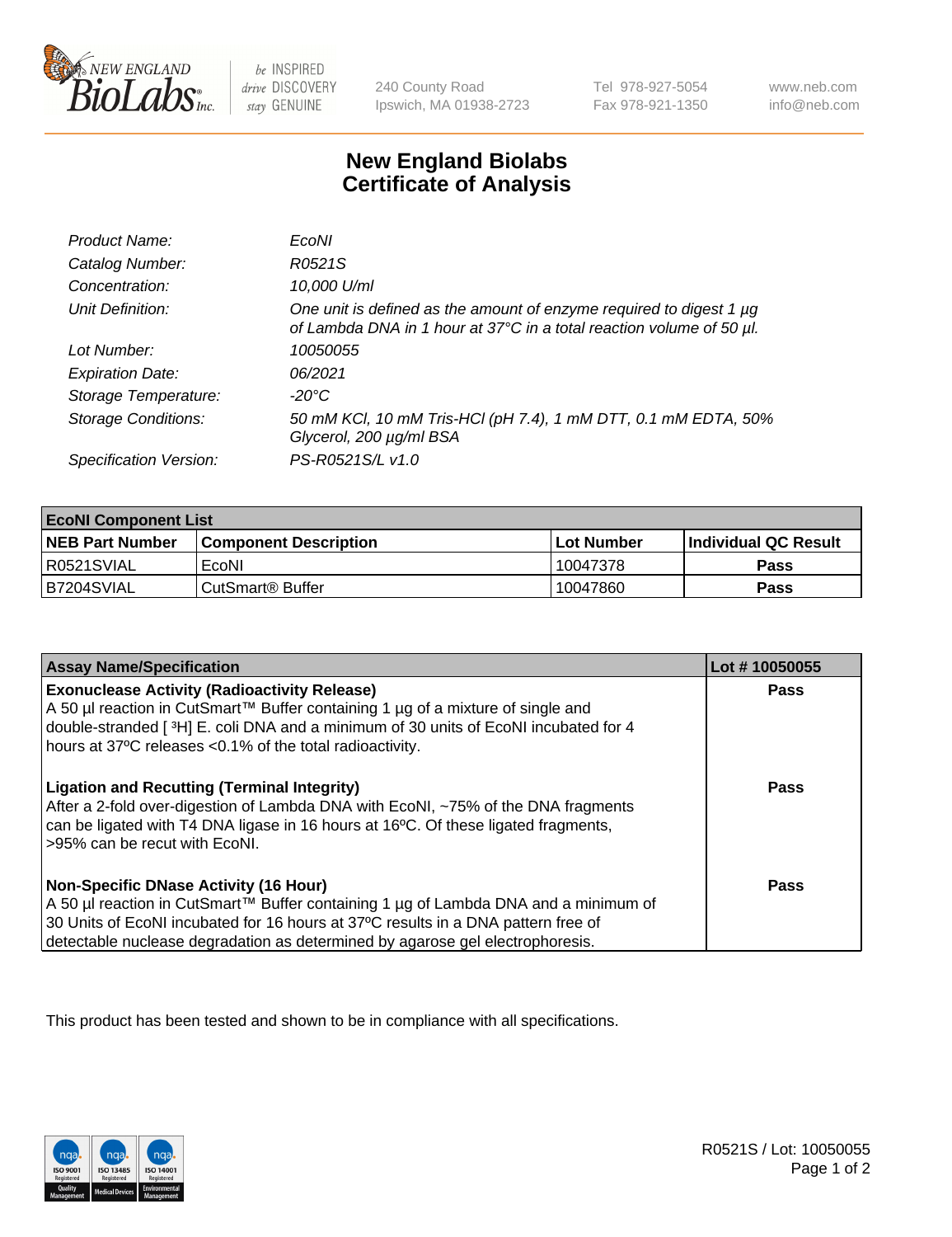New England BioLabs Inc. — be INSPIRED drive DISCOVERY stay GENUINE

240 County Road
Ipswich, MA 01938-2723

Tel 978-927-5054
Fax 978-921-1350

www.neb.com
info@neb.com

# New England Biolabs Certificate of Analysis

| | |
|---|---|
| *Product Name:* | *EcoNI* |
| *Catalog Number:* | *R0521S* |
| *Concentration:* | *10,000 U/ml* |
| *Unit Definition:* | *One unit is defined as the amount of enzyme required to digest 1 µg of Lambda DNA in 1 hour at 37°C in a total reaction volume of 50 µl.* |
| *Lot Number:* | *10050055* |
| *Expiration Date:* | *06/2021* |
| *Storage Temperature:* | *-20°C* |
| *Storage Conditions:* | *50 mM KCl, 10 mM Tris-HCl (pH 7.4), 1 mM DTT, 0.1 mM EDTA, 50% Glycerol, 200 µg/ml BSA* |
| *Specification Version:* | *PS-R0521S/L v1.0* |

| **EcoNI Component List** | | | |
|---|---|---|---|
| **NEB Part Number** | **Component Description** | **Lot Number** | **Individual QC Result** |
| R0521SVIAL | EcoNI | 10047378 | **Pass** |
| B7204SVIAL | CutSmart® Buffer | 10047860 | **Pass** |

| Assay Name/Specification | Lot # 10050055 |
|---|---|
| **Exonuclease Activity (Radioactivity Release)**<br>A 50 µl reaction in CutSmart™ Buffer containing 1 µg of a mixture of single and double-stranded [ $^3$H] E. coli DNA and a minimum of 30 units of EcoNI incubated for 4 hours at 37ºC releases <0.1% of the total radioactivity. | **Pass** |
| **Ligation and Recutting (Terminal Integrity)**<br>After a 2-fold over-digestion of Lambda DNA with EcoNI, ~75% of the DNA fragments can be ligated with T4 DNA ligase in 16 hours at 16ºC. Of these ligated fragments, >95% can be recut with EcoNI. | **Pass** |
| **Non-Specific DNase Activity (16 Hour)**<br>A 50 µl reaction in CutSmart™ Buffer containing 1 µg of Lambda DNA and a minimum of 30 Units of EcoNI incubated for 16 hours at 37ºC results in a DNA pattern free of detectable nuclease degradation as determined by agarose gel electrophoresis. | **Pass** |

This product has been tested and shown to be in compliance with all specifications.

R0521S / Lot: 10050055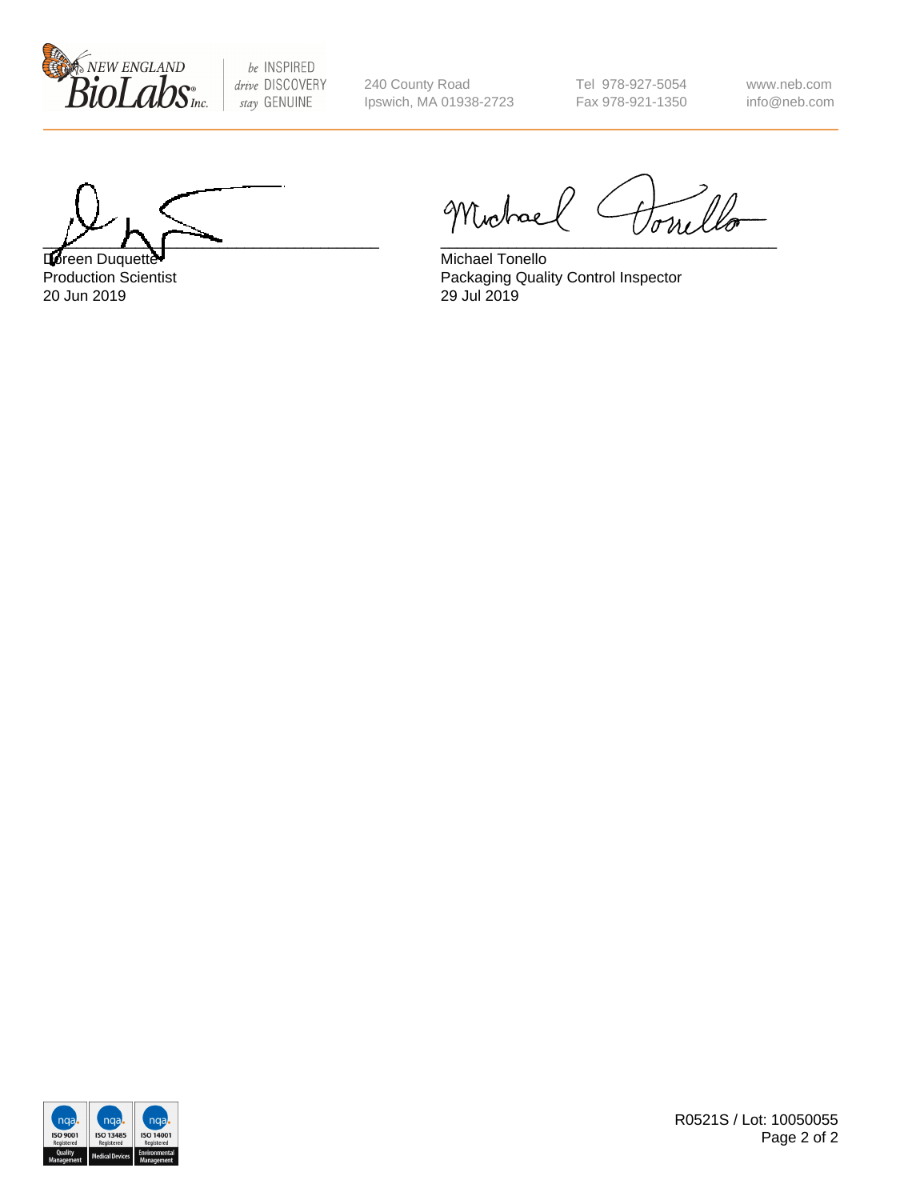Doreen Duquette
Production Scientist
20 Jun 2019

Michael Tonello
Packaging Quality Control Inspector
29 Jul 2019

R0521S / Lot: 10050055